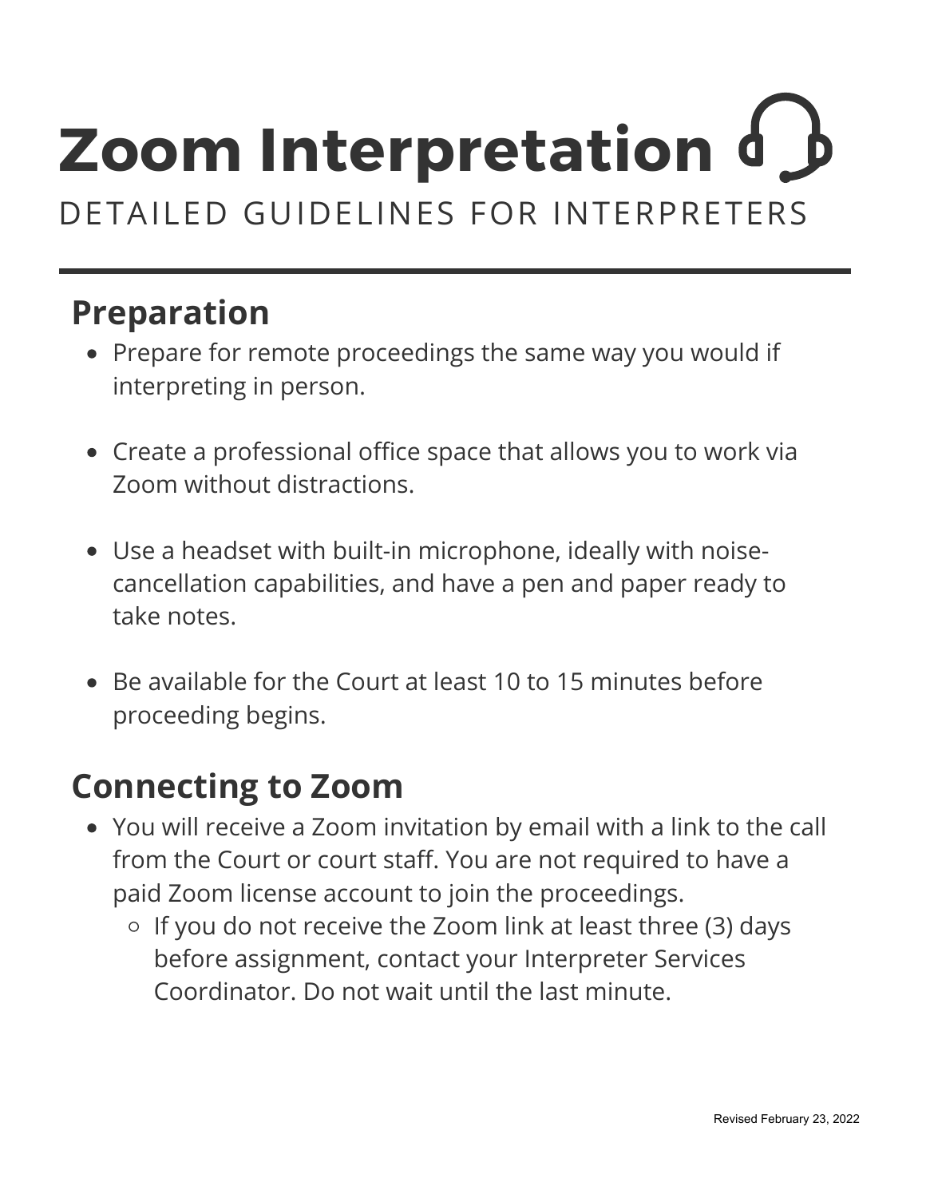# Zoom Interpretation

DETAILED GUIDELINES FOR INTERPRETERS

## Preparation

- Prepare for remote proceedings the same way you would if interpreting in person.
- Create a professional office space that allows you to work via Zoom without distractions.
- Use a headset with built-in microphone, ideally with noise-cancellation capabilities, and have a pen and paper ready to take notes.
- Be available for the Court at least 10 to 15 minutes before proceeding begins.

## Connecting to Zoom

- You will receive a Zoom invitation by email with a link to the call from the Court or court staff. You are not required to have a paid Zoom license account to join the proceedings.
  - If you do not receive the Zoom link at least three (3) days before assignment, contact your Interpreter Services Coordinator. Do not wait until the last minute.

Revised February 23, 2022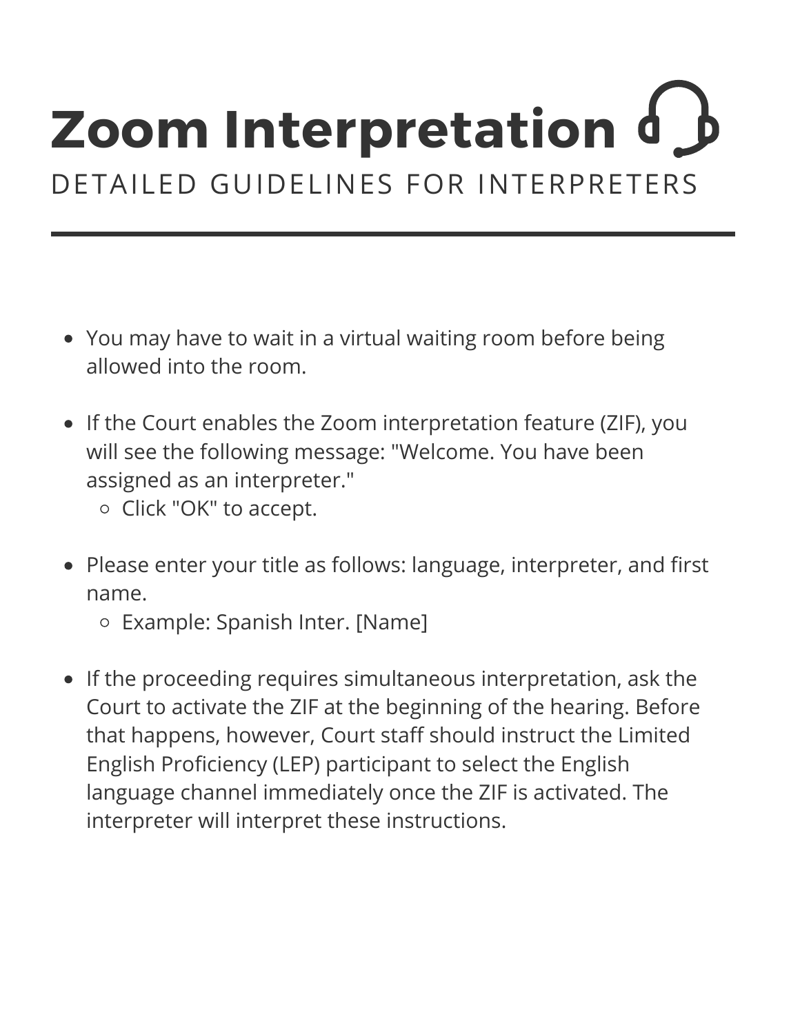# Zoom Interpretation

DETAILED GUIDELINES FOR INTERPRETERS

- You may have to wait in a virtual waiting room before being allowed into the room.
- If the Court enables the Zoom interpretation feature (ZIF), you will see the following message: "Welcome. You have been assigned as an interpreter."
  - Click "OK" to accept.
- Please enter your title as follows: language, interpreter, and first name.
  - Example: Spanish Inter. [Name]
- If the proceeding requires simultaneous interpretation, ask the Court to activate the ZIF at the beginning of the hearing. Before that happens, however, Court staff should instruct the Limited English Proficiency (LEP) participant to select the English language channel immediately once the ZIF is activated. The interpreter will interpret these instructions.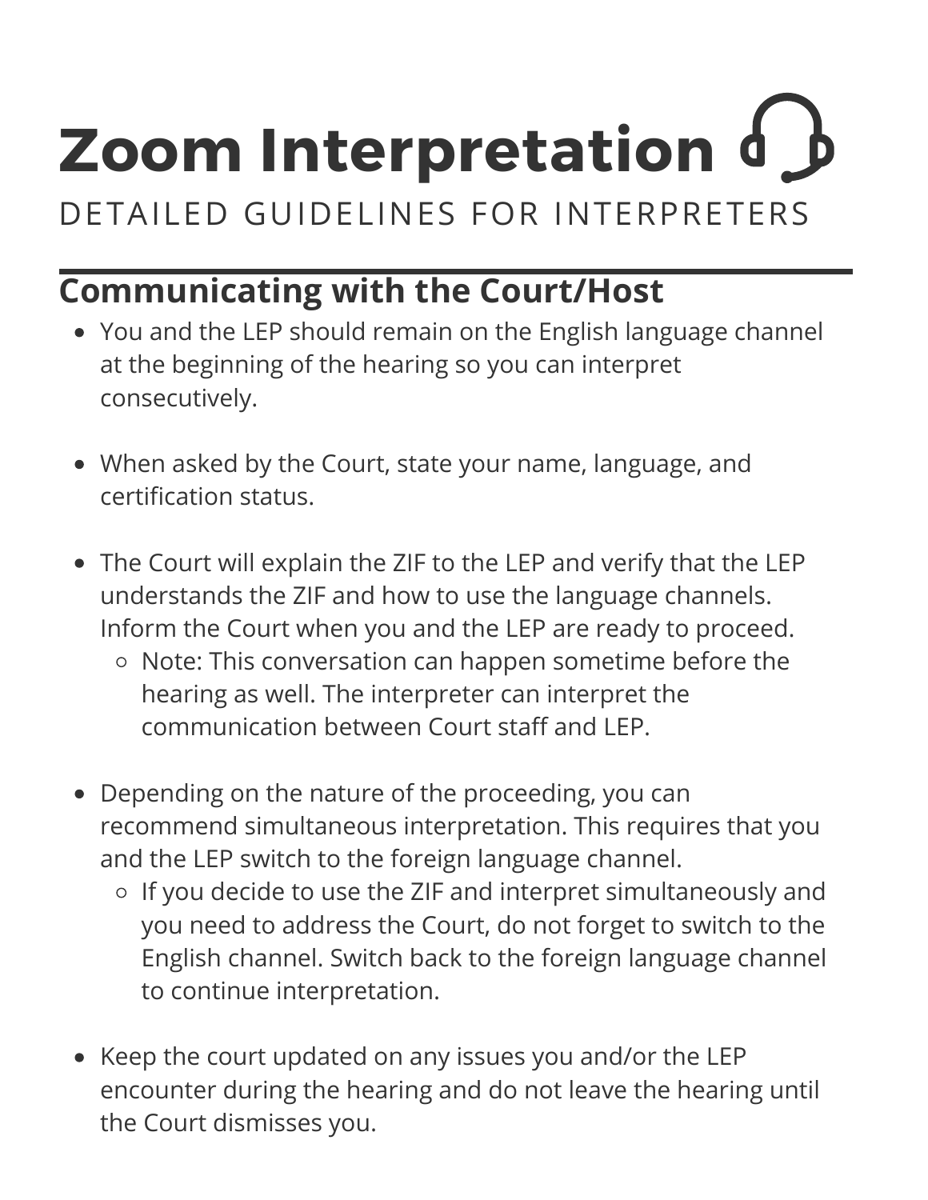# Zoom Interpretation

DETAILED GUIDELINES FOR INTERPRETERS

## Communicating with the Court/Host

- You and the LEP should remain on the English language channel at the beginning of the hearing so you can interpret consecutively.

- When asked by the Court, state your name, language, and certification status.

- The Court will explain the ZIF to the LEP and verify that the LEP understands the ZIF and how to use the language channels. Inform the Court when you and the LEP are ready to proceed.
  - Note: This conversation can happen sometime before the hearing as well. The interpreter can interpret the communication between Court staff and LEP.

- Depending on the nature of the proceeding, you can recommend simultaneous interpretation. This requires that you and the LEP switch to the foreign language channel.
  - If you decide to use the ZIF and interpret simultaneously and you need to address the Court, do not forget to switch to the English channel. Switch back to the foreign language channel to continue interpretation.

- Keep the court updated on any issues you and/or the LEP encounter during the hearing and do not leave the hearing until the Court dismisses you.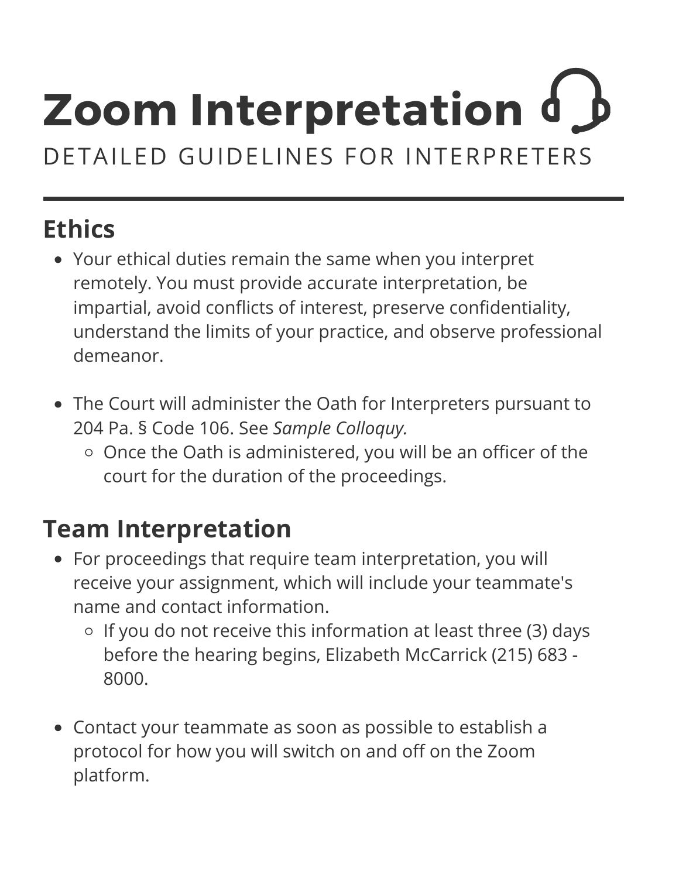# Zoom Interpretation

DETAILED GUIDELINES FOR INTERPRETERS

---

## Ethics

- Your ethical duties remain the same when you interpret remotely. You must provide accurate interpretation, be impartial, avoid conflicts of interest, preserve confidentiality, understand the limits of your practice, and observe professional demeanor.
- The Court will administer the Oath for Interpreters pursuant to 204 Pa. § Code 106. See *Sample Colloquy.*
  - Once the Oath is administered, you will be an officer of the court for the duration of the proceedings.

## Team Interpretation

- For proceedings that require team interpretation, you will receive your assignment, which will include your teammate's name and contact information.
  - If you do not receive this information at least three (3) days before the hearing begins, Elizabeth McCarrick (215) 683 - 8000.
- Contact your teammate as soon as possible to establish a protocol for how you will switch on and off on the Zoom platform.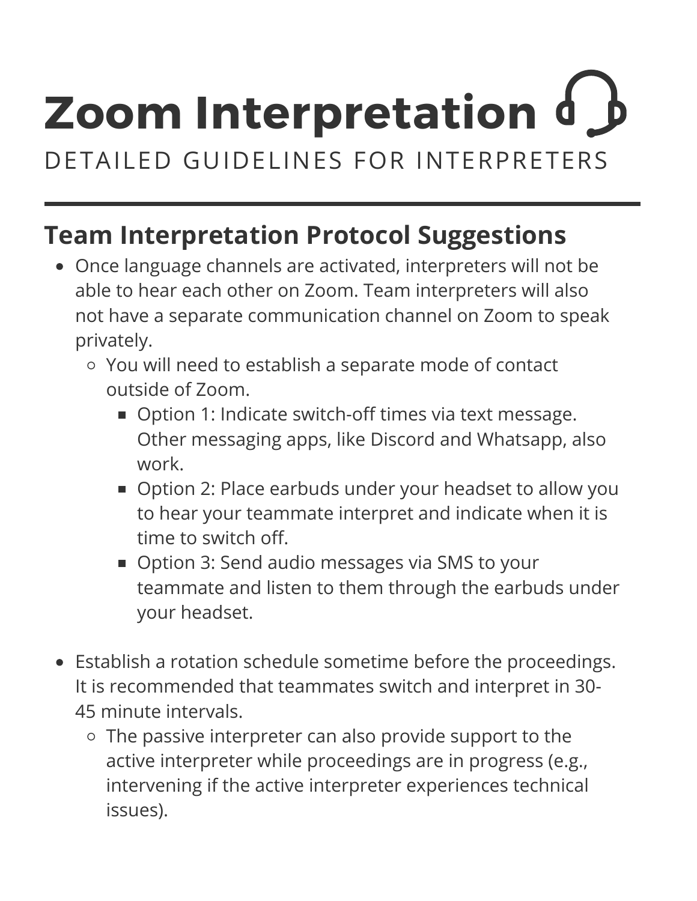# Zoom Interpretation

DETAILED GUIDELINES FOR INTERPRETERS

---

## Team Interpretation Protocol Suggestions

- Once language channels are activated, interpreters will not be able to hear each other on Zoom. Team interpreters will also not have a separate communication channel on Zoom to speak privately.
  - You will need to establish a separate mode of contact outside of Zoom.
    - Option 1: Indicate switch-off times via text message. Other messaging apps, like Discord and Whatsapp, also work.
    - Option 2: Place earbuds under your headset to allow you to hear your teammate interpret and indicate when it is time to switch off.
    - Option 3: Send audio messages via SMS to your teammate and listen to them through the earbuds under your headset.

- Establish a rotation schedule sometime before the proceedings. It is recommended that teammates switch and interpret in 30-45 minute intervals.
  - The passive interpreter can also provide support to the active interpreter while proceedings are in progress (e.g., intervening if the active interpreter experiences technical issues).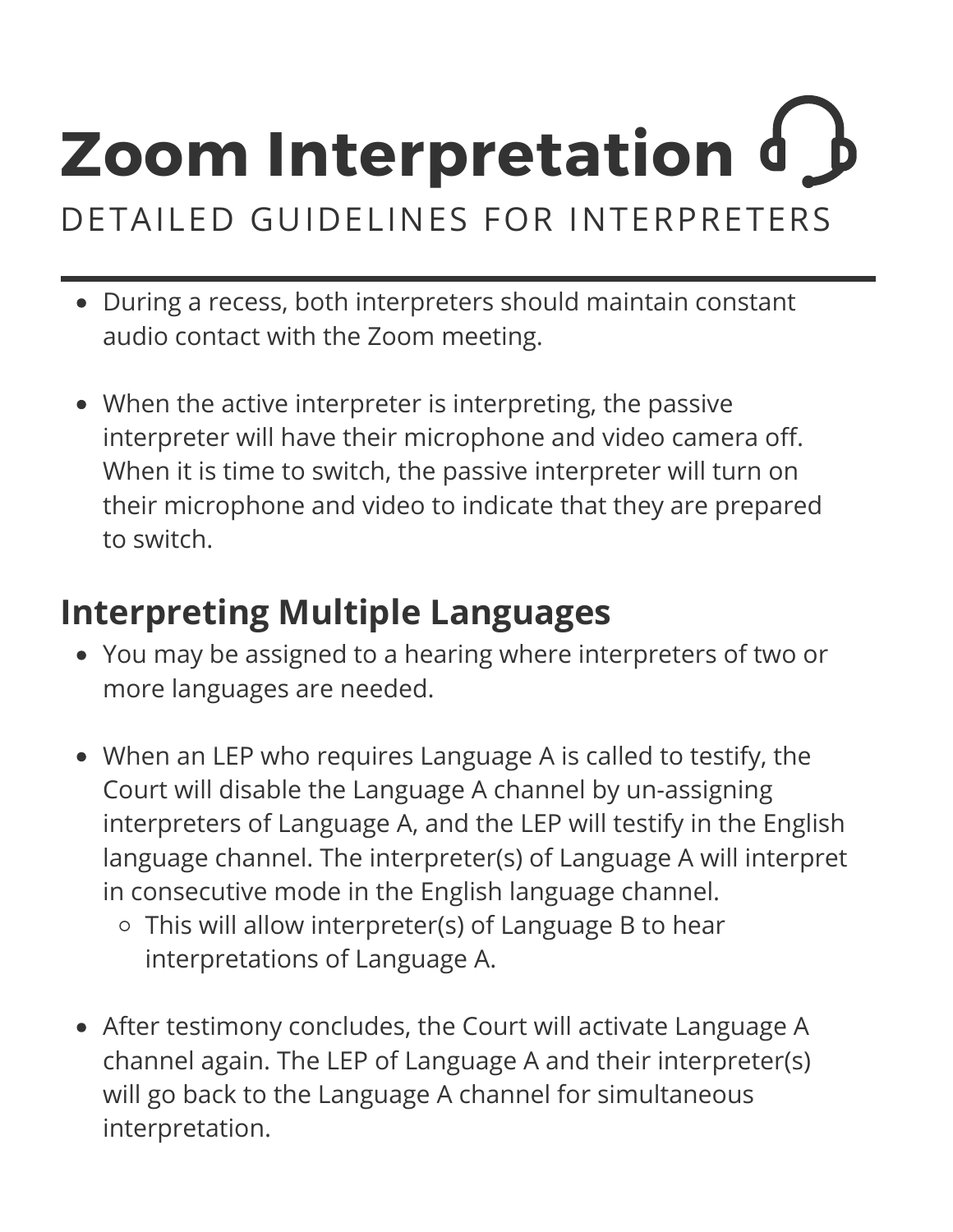# Zoom Interpretation

DETAILED GUIDELINES FOR INTERPRETERS

- During a recess, both interpreters should maintain constant audio contact with the Zoom meeting.

- When the active interpreter is interpreting, the passive interpreter will have their microphone and video camera off. When it is time to switch, the passive interpreter will turn on their microphone and video to indicate that they are prepared to switch.

## Interpreting Multiple Languages

- You may be assigned to a hearing where interpreters of two or more languages are needed.

- When an LEP who requires Language A is called to testify, the Court will disable the Language A channel by un-assigning interpreters of Language A, and the LEP will testify in the English language channel. The interpreter(s) of Language A will interpret in consecutive mode in the English language channel.
  - This will allow interpreter(s) of Language B to hear interpretations of Language A.

- After testimony concludes, the Court will activate Language A channel again. The LEP of Language A and their interpreter(s) will go back to the Language A channel for simultaneous interpretation.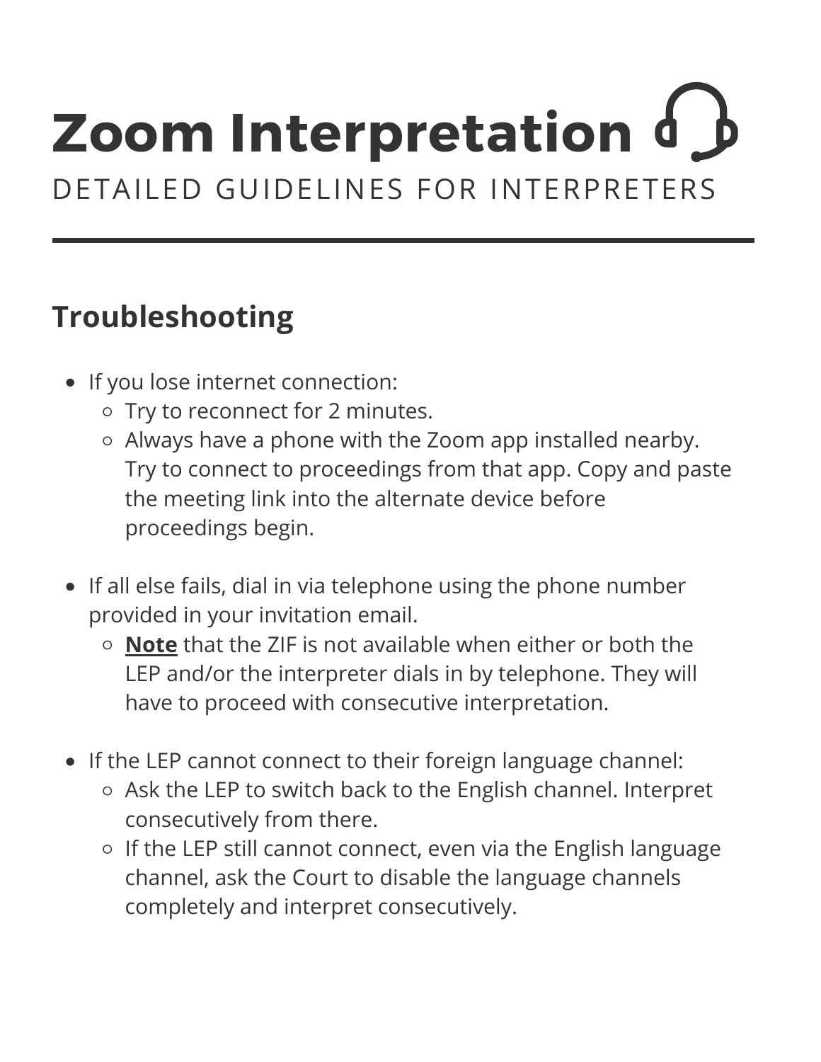# Zoom Interpretation

DETAILED GUIDELINES FOR INTERPRETERS

---

## Troubleshooting

- If you lose internet connection:
  - Try to reconnect for 2 minutes.
  - Always have a phone with the Zoom app installed nearby. Try to connect to proceedings from that app. Copy and paste the meeting link into the alternate device before proceedings begin.

- If all else fails, dial in via telephone using the phone number provided in your invitation email.
  - **Note** that the ZIF is not available when either or both the LEP and/or the interpreter dials in by telephone. They will have to proceed with consecutive interpretation.

- If the LEP cannot connect to their foreign language channel:
  - Ask the LEP to switch back to the English channel. Interpret consecutively from there.
  - If the LEP still cannot connect, even via the English language channel, ask the Court to disable the language channels completely and interpret consecutively.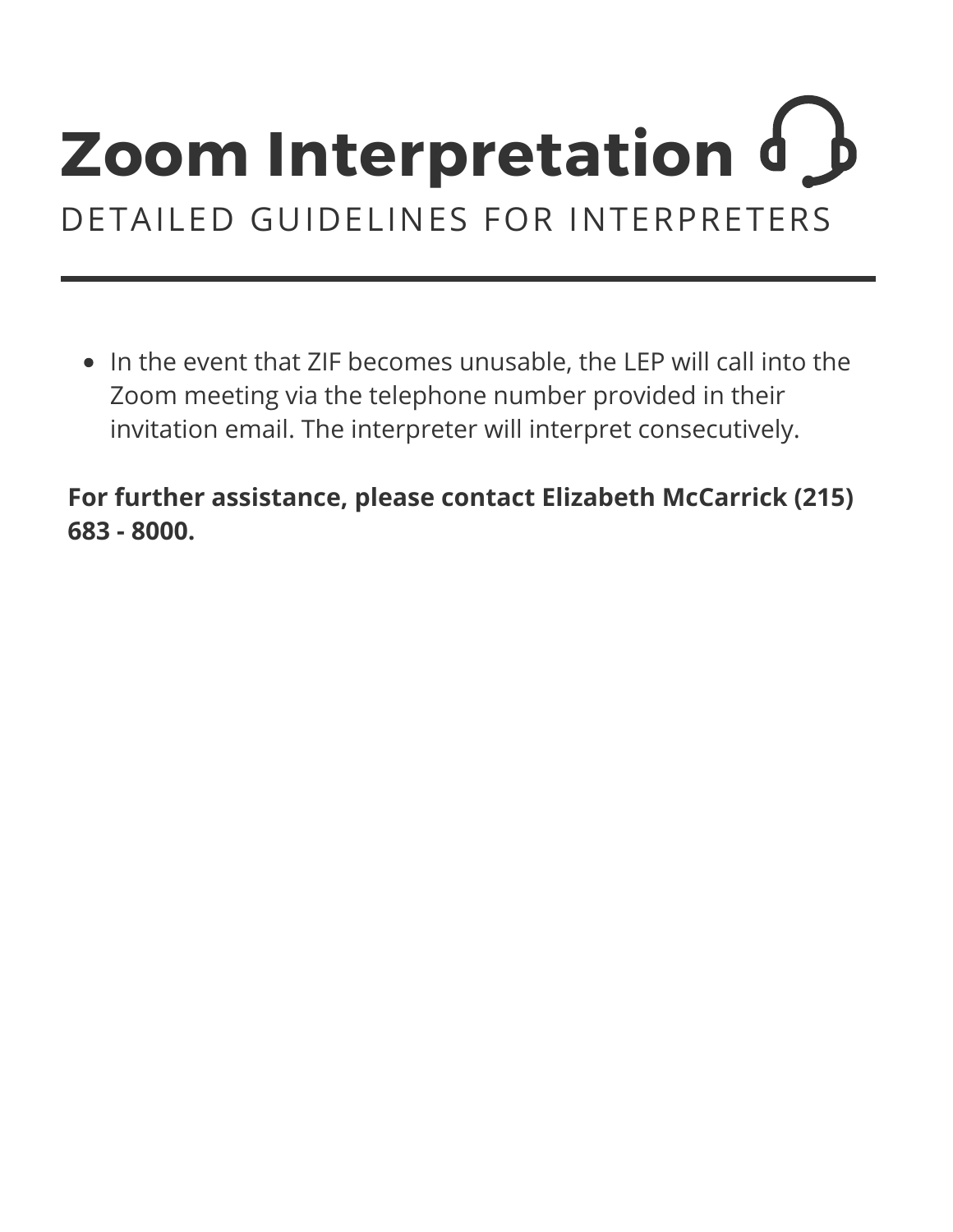# Zoom Interpretation

## DETAILED GUIDELINES FOR INTERPRETERS

---

- In the event that ZIF becomes unusable, the LEP will call into the Zoom meeting via the telephone number provided in their invitation email. The interpreter will interpret consecutively.

**For further assistance, please contact Elizabeth McCarrick (215) 683 - 8000.**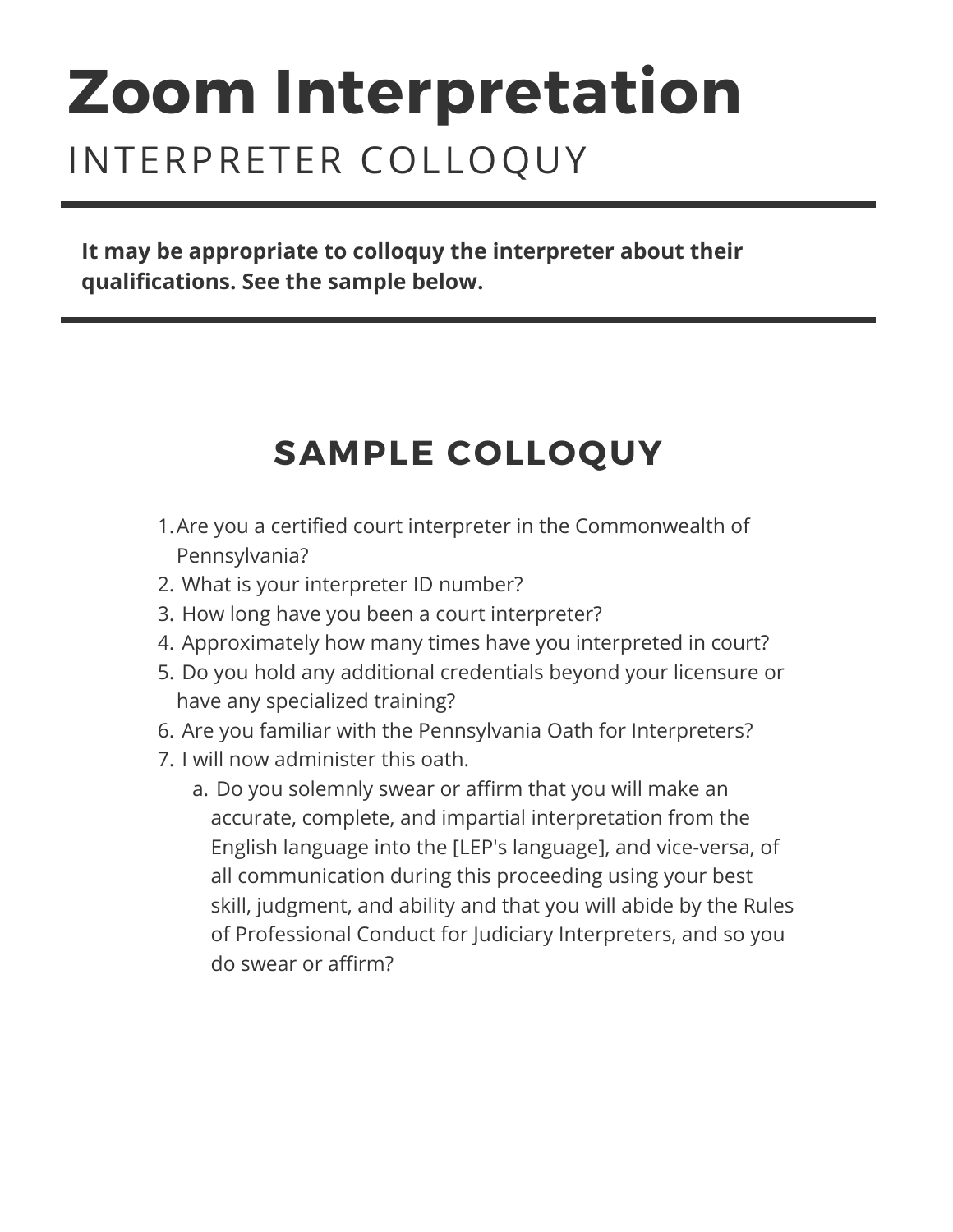# Zoom Interpretation

## INTERPRETER COLLOQUY

**It may be appropriate to colloquy the interpreter about their qualifications. See the sample below.**

## SAMPLE COLLOQUY

1. Are you a certified court interpreter in the Commonwealth of Pennsylvania?
2. What is your interpreter ID number?
3. How long have you been a court interpreter?
4. Approximately how many times have you interpreted in court?
5. Do you hold any additional credentials beyond your licensure or have any specialized training?
6. Are you familiar with the Pennsylvania Oath for Interpreters?
7. I will now administer this oath.
   a. Do you solemnly swear or affirm that you will make an accurate, complete, and impartial interpretation from the English language into the [LEP's language], and vice-versa, of all communication during this proceeding using your best skill, judgment, and ability and that you will abide by the Rules of Professional Conduct for Judiciary Interpreters, and so you do swear or affirm?